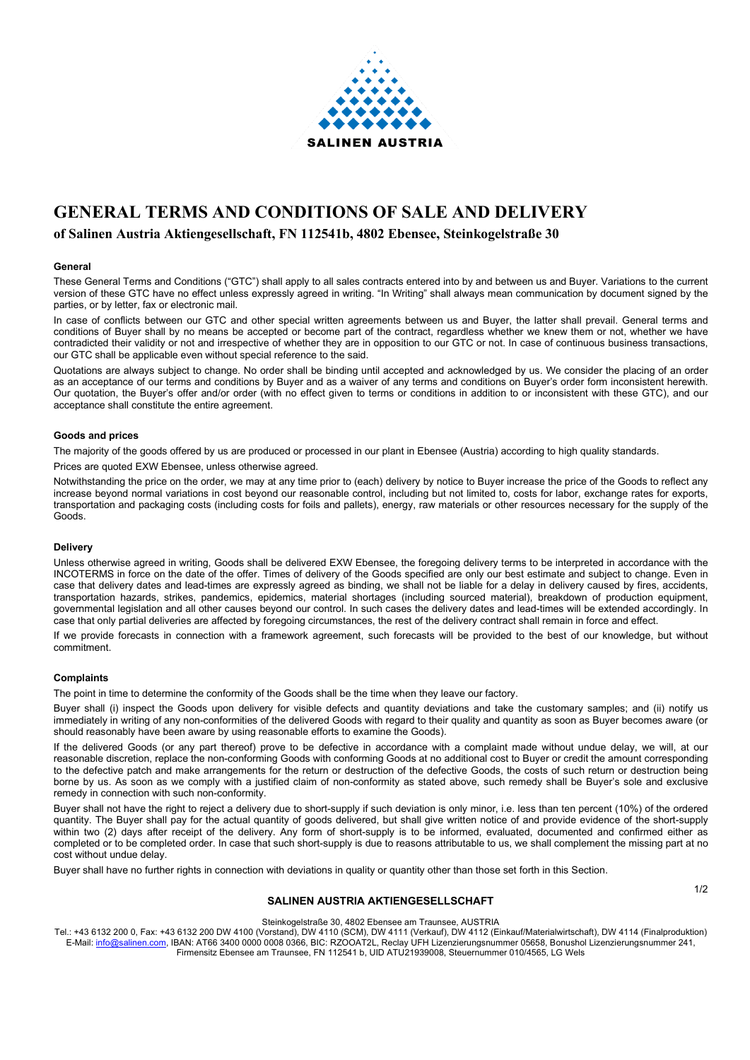# GENERAL TERMS AND CONDITIONS OF SALE AND DELIVERY

## of Salinen Austria Aktiengesellschaft, FN 112541b, 4802 Ebensee, Steinkogelstraße 30

**General**

These General Terms and Conditions ("GTC") shall apply to all sales contracts entered into by and between us and Buyer. Variations to the current version of these GTC have no effect unless expressly agreed in writing. "In Writing" shall always mean communication by document signed by the parties, or by letter, fax or electronic mail.

In case of conflicts between our GTC and other special written agreements between us and Buyer, the latter shall prevail. General terms and conditions of Buyer shall by no means be accepted or become part of the contract, regardless whether we knew them or not, whether we have contradicted their validity or not and irrespective of whether they are in opposition to our GTC or not. In case of continuous business transactions, our GTC shall be applicable even without special reference to the said.

Quotations are always subject to change. No order shall be binding until accepted and acknowledged by us. We consider the placing of an order as an acceptance of our terms and conditions by Buyer and as a waiver of any terms and conditions on Buyer's order form inconsistent herewith. Our quotation, the Buyer's offer and/or order (with no effect given to terms or conditions in addition to or inconsistent with these GTC), and our acceptance shall constitute the entire agreement.

**Goods and prices**

The majority of the goods offered by us are produced or processed in our plant in Ebensee (Austria) according to high quality standards.

Prices are quoted EXW Ebensee, unless otherwise agreed.

Notwithstanding the price on the order, we may at any time prior to (each) delivery by notice to Buyer increase the price of the Goods to reflect any increase beyond normal variations in cost beyond our reasonable control, including but not limited to, costs for labor, exchange rates for exports, transportation and packaging costs (including costs for foils and pallets), energy, raw materials or other resources necessary for the supply of the Goods.

**Delivery**

Unless otherwise agreed in writing, Goods shall be delivered EXW Ebensee, the foregoing delivery terms to be interpreted in accordance with the INCOTERMS in force on the date of the offer. Times of delivery of the Goods specified are only our best estimate and subject to change. Even in case that delivery dates and lead-times are expressly agreed as binding, we shall not be liable for a delay in delivery caused by fires, accidents, transportation hazards, strikes, pandemics, epidemics, material shortages (including sourced material), breakdown of production equipment, governmental legislation and all other causes beyond our control. In such cases the delivery dates and lead-times will be extended accordingly. In case that only partial deliveries are affected by foregoing circumstances, the rest of the delivery contract shall remain in force and effect.

If we provide forecasts in connection with a framework agreement, such forecasts will be provided to the best of our knowledge, but without commitment.

**Complaints**

The point in time to determine the conformity of the Goods shall be the time when they leave our factory.

Buyer shall (i) inspect the Goods upon delivery for visible defects and quantity deviations and take the customary samples; and (ii) notify us immediately in writing of any non-conformities of the delivered Goods with regard to their quality and quantity as soon as Buyer becomes aware (or should reasonably have been aware by using reasonable efforts to examine the Goods).

If the delivered Goods (or any part thereof) prove to be defective in accordance with a complaint made without undue delay, we will, at our reasonable discretion, replace the non-conforming Goods with conforming Goods at no additional cost to Buyer or credit the amount corresponding to the defective patch and make arrangements for the return or destruction of the defective Goods, the costs of such return or destruction being borne by us. As soon as we comply with a justified claim of non-conformity as stated above, such remedy shall be Buyer's sole and exclusive remedy in connection with such non-conformity.

Buyer shall not have the right to reject a delivery due to short-supply if such deviation is only minor, i.e. less than ten percent (10%) of the ordered quantity. The Buyer shall pay for the actual quantity of goods delivered, but shall give written notice of and provide evidence of the short-supply within two (2) days after receipt of the delivery. Any form of short-supply is to be informed, evaluated, documented and confirmed either as completed or to be completed order. In case that such short-supply is due to reasons attributable to us, we shall complement the missing part at no cost without undue delay.

Buyer shall have no further rights in connection with deviations in quality or quantity other than those set forth in this Section.

**SALINEN AUSTRIA AKTIENGESELLSCHAFT**

Steinkogelstraße 30, 4802 Ebensee am Traunsee, AUSTRIA

Tel.: +43 6132 200 0, Fax: +43 6132 200 DW 4100 (Vorstand), DW 4110 (SCM), DW 4111 (Verkauf), DW 4112 (Einkauf/Materialwirtschaft), DW 4114 (Finalproduktion)
E-Mail: info@salinen.com, IBAN: AT66 3400 0000 0008 0366, BIC: RZOOAT2L, Reclay UFH Lizenzierungsnummer 05658, Bonushol Lizenzierungsnummer 241,
Firmensitz Ebensee am Traunsee, FN 112541 b, UID ATU21939008, Steuernummer 010/4565, LG Wels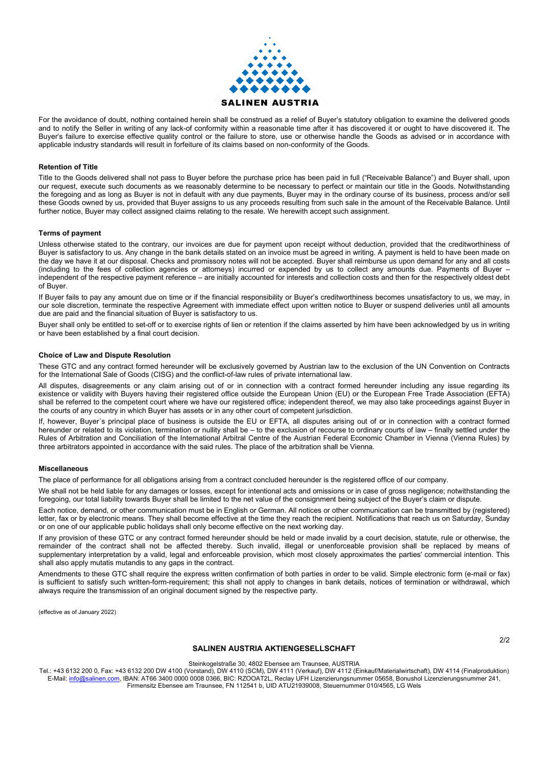For the avoidance of doubt, nothing contained herein shall be construed as a relief of Buyer's statutory obligation to examine the delivered goods and to notify the Seller in writing of any lack-of conformity within a reasonable time after it has discovered it or ought to have discovered it. The Buyer's failure to exercise effective quality control or the failure to store, use or otherwise handle the Goods as advised or in accordance with applicable industry standards will result in forfeiture of its claims based on non-conformity of the Goods.

**Retention of Title**

Title to the Goods delivered shall not pass to Buyer before the purchase price has been paid in full ("Receivable Balance") and Buyer shall, upon our request, execute such documents as we reasonably determine to be necessary to perfect or maintain our title in the Goods. Notwithstanding the foregoing and as long as Buyer is not in default with any due payments, Buyer may in the ordinary course of its business, process and/or sell these Goods owned by us, provided that Buyer assigns to us any proceeds resulting from such sale in the amount of the Receivable Balance. Until further notice, Buyer may collect assigned claims relating to the resale. We herewith accept such assignment.

**Terms of payment**

Unless otherwise stated to the contrary, our invoices are due for payment upon receipt without deduction, provided that the creditworthiness of Buyer is satisfactory to us. Any change in the bank details stated on an invoice must be agreed in writing. A payment is held to have been made on the day we have it at our disposal. Checks and promissory notes will not be accepted. Buyer shall reimburse us upon demand for any and all costs (including to the fees of collection agencies or attorneys) incurred or expended by us to collect any amounts due. Payments of Buyer – independent of the respective payment reference – are initially accounted for interests and collection costs and then for the respectively oldest debt of Buyer.

If Buyer fails to pay any amount due on time or if the financial responsibility or Buyer's creditworthiness becomes unsatisfactory to us, we may, in our sole discretion, terminate the respective Agreement with immediate effect upon written notice to Buyer or suspend deliveries until all amounts due are paid and the financial situation of Buyer is satisfactory to us.

Buyer shall only be entitled to set-off or to exercise rights of lien or retention if the claims asserted by him have been acknowledged by us in writing or have been established by a final court decision.

**Choice of Law and Dispute Resolution**

These GTC and any contract formed hereunder will be exclusively governed by Austrian law to the exclusion of the UN Convention on Contracts for the International Sale of Goods (CISG) and the conflict-of-law rules of private international law.

All disputes, disagreements or any claim arising out of or in connection with a contract formed hereunder including any issue regarding its existence or validity with Buyers having their registered office outside the European Union (EU) or the European Free Trade Association (EFTA) shall be referred to the competent court where we have our registered office; independent thereof, we may also take proceedings against Buyer in the courts of any country in which Buyer has assets or in any other court of competent jurisdiction.

If, however, Buyer´s principal place of business is outside the EU or EFTA, all disputes arising out of or in connection with a contract formed hereunder or related to its violation, termination or nullity shall be – to the exclusion of recourse to ordinary courts of law – finally settled under the Rules of Arbitration and Conciliation of the International Arbitral Centre of the Austrian Federal Economic Chamber in Vienna (Vienna Rules) by three arbitrators appointed in accordance with the said rules. The place of the arbitration shall be Vienna.

**Miscellaneous**

The place of performance for all obligations arising from a contract concluded hereunder is the registered office of our company.

We shall not be held liable for any damages or losses, except for intentional acts and omissions or in case of gross negligence; notwithstanding the foregoing, our total liability towards Buyer shall be limited to the net value of the consignment being subject of the Buyer's claim or dispute.

Each notice, demand, or other communication must be in English or German. All notices or other communication can be transmitted by (registered) letter, fax or by electronic means. They shall become effective at the time they reach the recipient. Notifications that reach us on Saturday, Sunday or on one of our applicable public holidays shall only become effective on the next working day.

If any provision of these GTC or any contract formed hereunder should be held or made invalid by a court decision, statute, rule or otherwise, the remainder of the contract shall not be affected thereby. Such invalid, illegal or unenforceable provision shall be replaced by means of supplementary interpretation by a valid, legal and enforceable provision, which most closely approximates the parties' commercial intention. This shall also apply mutatis mutandis to any gaps in the contract.

Amendments to these GTC shall require the express written confirmation of both parties in order to be valid. Simple electronic form (e-mail or fax) is sufficient to satisfy such written-form-requirement; this shall not apply to changes in bank details, notices of termination or withdrawal, which always require the transmission of an original document signed by the respective party.

(effective as of January 2022)

**SALINEN AUSTRIA AKTIENGESELLSCHAFT**

Steinkogelstraße 30, 4802 Ebensee am Traunsee, AUSTRIA
Tel.: +43 6132 200 0, Fax: +43 6132 200 DW 4100 (Vorstand), DW 4110 (SCM), DW 4111 (Verkauf), DW 4112 (Einkauf/Materialwirtschaft), DW 4114 (Finalproduktion)
E-Mail: info@salinen.com, IBAN: AT66 3400 0000 0008 0366, BIC: RZOOAT2L, Reclay UFH Lizenzierungsnummer 05658, Bonushol Lizenzierungsnummer 241,
Firmensitz Ebensee am Traunsee, FN 112541 b, UID ATU21939008, Steuernummer 010/4565, LG Wels